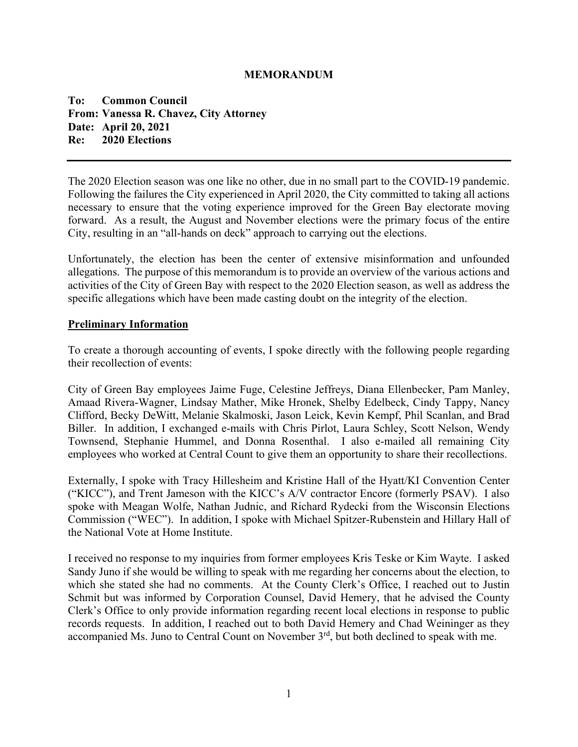# MEMORANDUM

**To:** **Common Council**
**From: Vanessa R. Chavez, City Attorney**
**Date: April 20, 2021**
**Re:** **2020 Elections**

---

The 2020 Election season was one like no other, due in no small part to the COVID-19 pandemic. Following the failures the City experienced in April 2020, the City committed to taking all actions necessary to ensure that the voting experience improved for the Green Bay electorate moving forward. As a result, the August and November elections were the primary focus of the entire City, resulting in an "all-hands on deck" approach to carrying out the elections.

Unfortunately, the election has been the center of extensive misinformation and unfounded allegations. The purpose of this memorandum is to provide an overview of the various actions and activities of the City of Green Bay with respect to the 2020 Election season, as well as address the specific allegations which have been made casting doubt on the integrity of the election.

## Preliminary Information

To create a thorough accounting of events, I spoke directly with the following people regarding their recollection of events:

City of Green Bay employees Jaime Fuge, Celestine Jeffreys, Diana Ellenbecker, Pam Manley, Amaad Rivera-Wagner, Lindsay Mather, Mike Hronek, Shelby Edelbeck, Cindy Tappy, Nancy Clifford, Becky DeWitt, Melanie Skalmoski, Jason Leick, Kevin Kempf, Phil Scanlan, and Brad Biller. In addition, I exchanged e-mails with Chris Pirlot, Laura Schley, Scott Nelson, Wendy Townsend, Stephanie Hummel, and Donna Rosenthal. I also e-mailed all remaining City employees who worked at Central Count to give them an opportunity to share their recollections.

Externally, I spoke with Tracy Hillesheim and Kristine Hall of the Hyatt/KI Convention Center ("KICC"), and Trent Jameson with the KICC's A/V contractor Encore (formerly PSAV). I also spoke with Meagan Wolfe, Nathan Judnic, and Richard Rydecki from the Wisconsin Elections Commission ("WEC"). In addition, I spoke with Michael Spitzer-Rubenstein and Hillary Hall of the National Vote at Home Institute.

I received no response to my inquiries from former employees Kris Teske or Kim Wayte. I asked Sandy Juno if she would be willing to speak with me regarding her concerns about the election, to which she stated she had no comments. At the County Clerk's Office, I reached out to Justin Schmit but was informed by Corporation Counsel, David Hemery, that he advised the County Clerk's Office to only provide information regarding recent local elections in response to public records requests. In addition, I reached out to both David Hemery and Chad Weininger as they accompanied Ms. Juno to Central Count on November 3rd, but both declined to speak with me.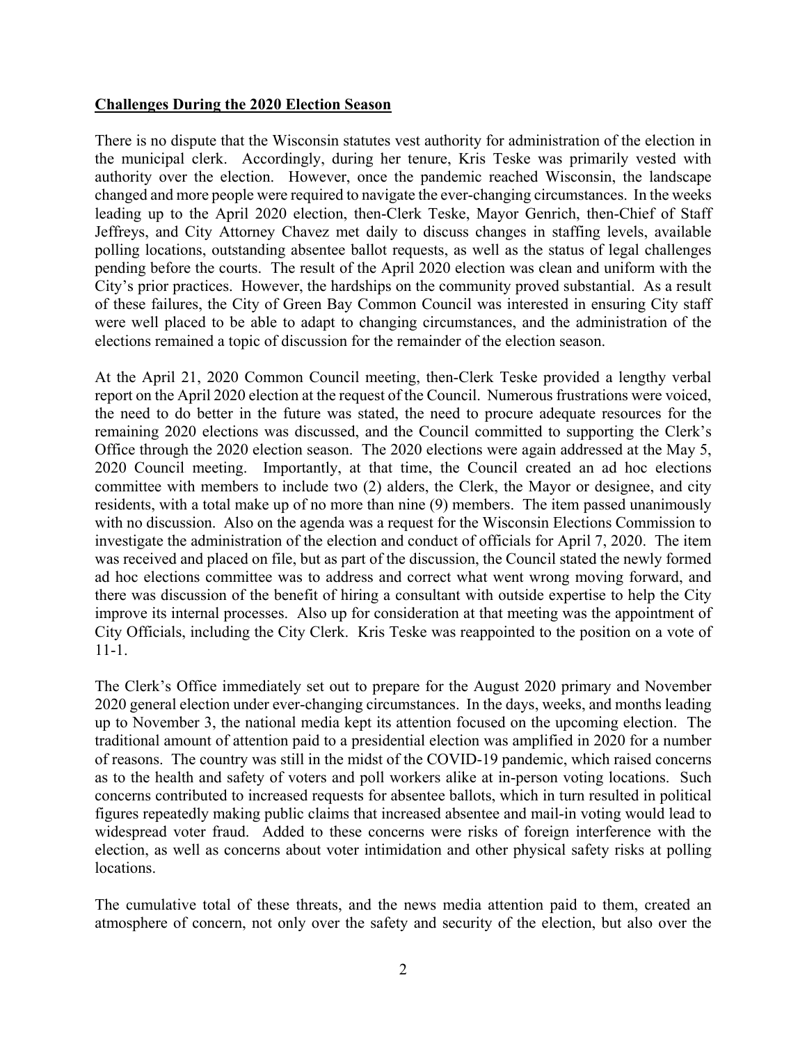**Challenges During the 2020 Election Season**

There is no dispute that the Wisconsin statutes vest authority for administration of the election in the municipal clerk. Accordingly, during her tenure, Kris Teske was primarily vested with authority over the election. However, once the pandemic reached Wisconsin, the landscape changed and more people were required to navigate the ever-changing circumstances. In the weeks leading up to the April 2020 election, then-Clerk Teske, Mayor Genrich, then-Chief of Staff Jeffreys, and City Attorney Chavez met daily to discuss changes in staffing levels, available polling locations, outstanding absentee ballot requests, as well as the status of legal challenges pending before the courts. The result of the April 2020 election was clean and uniform with the City's prior practices. However, the hardships on the community proved substantial. As a result of these failures, the City of Green Bay Common Council was interested in ensuring City staff were well placed to be able to adapt to changing circumstances, and the administration of the elections remained a topic of discussion for the remainder of the election season.

At the April 21, 2020 Common Council meeting, then-Clerk Teske provided a lengthy verbal report on the April 2020 election at the request of the Council. Numerous frustrations were voiced, the need to do better in the future was stated, the need to procure adequate resources for the remaining 2020 elections was discussed, and the Council committed to supporting the Clerk's Office through the 2020 election season. The 2020 elections were again addressed at the May 5, 2020 Council meeting. Importantly, at that time, the Council created an ad hoc elections committee with members to include two (2) alders, the Clerk, the Mayor or designee, and city residents, with a total make up of no more than nine (9) members. The item passed unanimously with no discussion. Also on the agenda was a request for the Wisconsin Elections Commission to investigate the administration of the election and conduct of officials for April 7, 2020. The item was received and placed on file, but as part of the discussion, the Council stated the newly formed ad hoc elections committee was to address and correct what went wrong moving forward, and there was discussion of the benefit of hiring a consultant with outside expertise to help the City improve its internal processes. Also up for consideration at that meeting was the appointment of City Officials, including the City Clerk. Kris Teske was reappointed to the position on a vote of 11-1.

The Clerk's Office immediately set out to prepare for the August 2020 primary and November 2020 general election under ever-changing circumstances. In the days, weeks, and months leading up to November 3, the national media kept its attention focused on the upcoming election. The traditional amount of attention paid to a presidential election was amplified in 2020 for a number of reasons. The country was still in the midst of the COVID-19 pandemic, which raised concerns as to the health and safety of voters and poll workers alike at in-person voting locations. Such concerns contributed to increased requests for absentee ballots, which in turn resulted in political figures repeatedly making public claims that increased absentee and mail-in voting would lead to widespread voter fraud. Added to these concerns were risks of foreign interference with the election, as well as concerns about voter intimidation and other physical safety risks at polling locations.

The cumulative total of these threats, and the news media attention paid to them, created an atmosphere of concern, not only over the safety and security of the election, but also over the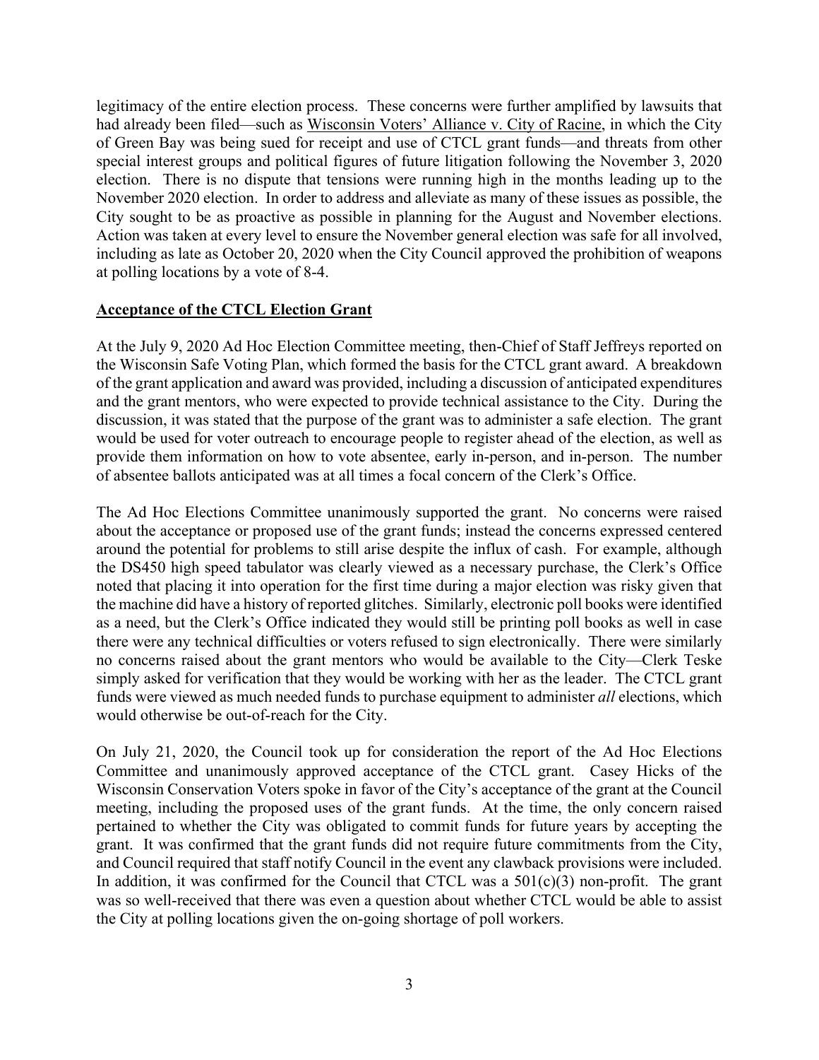legitimacy of the entire election process. These concerns were further amplified by lawsuits that had already been filed—such as Wisconsin Voters' Alliance v. City of Racine, in which the City of Green Bay was being sued for receipt and use of CTCL grant funds—and threats from other special interest groups and political figures of future litigation following the November 3, 2020 election. There is no dispute that tensions were running high in the months leading up to the November 2020 election. In order to address and alleviate as many of these issues as possible, the City sought to be as proactive as possible in planning for the August and November elections. Action was taken at every level to ensure the November general election was safe for all involved, including as late as October 20, 2020 when the City Council approved the prohibition of weapons at polling locations by a vote of 8-4.

**Acceptance of the CTCL Election Grant**

At the July 9, 2020 Ad Hoc Election Committee meeting, then-Chief of Staff Jeffreys reported on the Wisconsin Safe Voting Plan, which formed the basis for the CTCL grant award. A breakdown of the grant application and award was provided, including a discussion of anticipated expenditures and the grant mentors, who were expected to provide technical assistance to the City. During the discussion, it was stated that the purpose of the grant was to administer a safe election. The grant would be used for voter outreach to encourage people to register ahead of the election, as well as provide them information on how to vote absentee, early in-person, and in-person. The number of absentee ballots anticipated was at all times a focal concern of the Clerk's Office.

The Ad Hoc Elections Committee unanimously supported the grant. No concerns were raised about the acceptance or proposed use of the grant funds; instead the concerns expressed centered around the potential for problems to still arise despite the influx of cash. For example, although the DS450 high speed tabulator was clearly viewed as a necessary purchase, the Clerk's Office noted that placing it into operation for the first time during a major election was risky given that the machine did have a history of reported glitches. Similarly, electronic poll books were identified as a need, but the Clerk's Office indicated they would still be printing poll books as well in case there were any technical difficulties or voters refused to sign electronically. There were similarly no concerns raised about the grant mentors who would be available to the City—Clerk Teske simply asked for verification that they would be working with her as the leader. The CTCL grant funds were viewed as much needed funds to purchase equipment to administer *all* elections, which would otherwise be out-of-reach for the City.

On July 21, 2020, the Council took up for consideration the report of the Ad Hoc Elections Committee and unanimously approved acceptance of the CTCL grant. Casey Hicks of the Wisconsin Conservation Voters spoke in favor of the City's acceptance of the grant at the Council meeting, including the proposed uses of the grant funds. At the time, the only concern raised pertained to whether the City was obligated to commit funds for future years by accepting the grant. It was confirmed that the grant funds did not require future commitments from the City, and Council required that staff notify Council in the event any clawback provisions were included. In addition, it was confirmed for the Council that CTCL was a 501(c)(3) non-profit. The grant was so well-received that there was even a question about whether CTCL would be able to assist the City at polling locations given the on-going shortage of poll workers.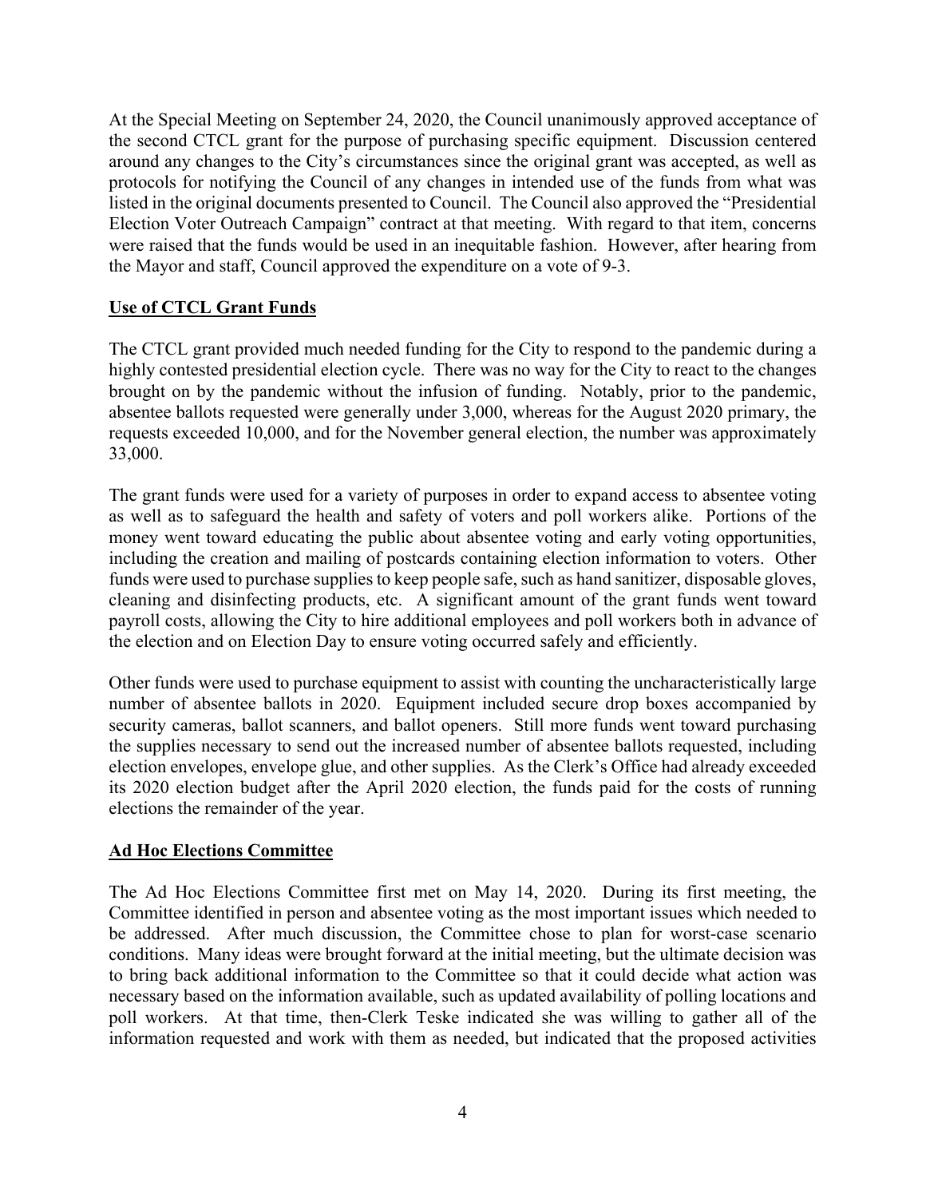At the Special Meeting on September 24, 2020, the Council unanimously approved acceptance of the second CTCL grant for the purpose of purchasing specific equipment. Discussion centered around any changes to the City's circumstances since the original grant was accepted, as well as protocols for notifying the Council of any changes in intended use of the funds from what was listed in the original documents presented to Council. The Council also approved the "Presidential Election Voter Outreach Campaign" contract at that meeting. With regard to that item, concerns were raised that the funds would be used in an inequitable fashion. However, after hearing from the Mayor and staff, Council approved the expenditure on a vote of 9-3.

## Use of CTCL Grant Funds

The CTCL grant provided much needed funding for the City to respond to the pandemic during a highly contested presidential election cycle. There was no way for the City to react to the changes brought on by the pandemic without the infusion of funding. Notably, prior to the pandemic, absentee ballots requested were generally under 3,000, whereas for the August 2020 primary, the requests exceeded 10,000, and for the November general election, the number was approximately 33,000.

The grant funds were used for a variety of purposes in order to expand access to absentee voting as well as to safeguard the health and safety of voters and poll workers alike. Portions of the money went toward educating the public about absentee voting and early voting opportunities, including the creation and mailing of postcards containing election information to voters. Other funds were used to purchase supplies to keep people safe, such as hand sanitizer, disposable gloves, cleaning and disinfecting products, etc. A significant amount of the grant funds went toward payroll costs, allowing the City to hire additional employees and poll workers both in advance of the election and on Election Day to ensure voting occurred safely and efficiently.

Other funds were used to purchase equipment to assist with counting the uncharacteristically large number of absentee ballots in 2020. Equipment included secure drop boxes accompanied by security cameras, ballot scanners, and ballot openers. Still more funds went toward purchasing the supplies necessary to send out the increased number of absentee ballots requested, including election envelopes, envelope glue, and other supplies. As the Clerk's Office had already exceeded its 2020 election budget after the April 2020 election, the funds paid for the costs of running elections the remainder of the year.

## Ad Hoc Elections Committee

The Ad Hoc Elections Committee first met on May 14, 2020. During its first meeting, the Committee identified in person and absentee voting as the most important issues which needed to be addressed. After much discussion, the Committee chose to plan for worst-case scenario conditions. Many ideas were brought forward at the initial meeting, but the ultimate decision was to bring back additional information to the Committee so that it could decide what action was necessary based on the information available, such as updated availability of polling locations and poll workers. At that time, then-Clerk Teske indicated she was willing to gather all of the information requested and work with them as needed, but indicated that the proposed activities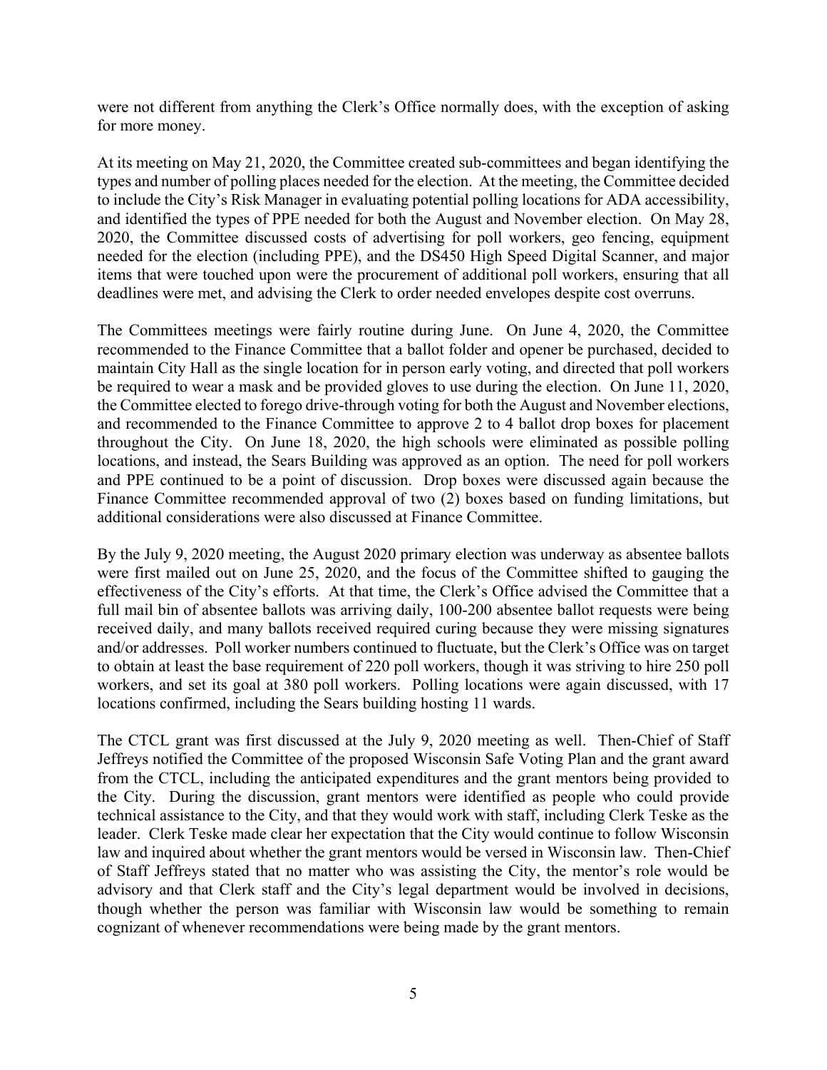were not different from anything the Clerk's Office normally does, with the exception of asking for more money.

At its meeting on May 21, 2020, the Committee created sub-committees and began identifying the types and number of polling places needed for the election. At the meeting, the Committee decided to include the City's Risk Manager in evaluating potential polling locations for ADA accessibility, and identified the types of PPE needed for both the August and November election. On May 28, 2020, the Committee discussed costs of advertising for poll workers, geo fencing, equipment needed for the election (including PPE), and the DS450 High Speed Digital Scanner, and major items that were touched upon were the procurement of additional poll workers, ensuring that all deadlines were met, and advising the Clerk to order needed envelopes despite cost overruns.

The Committees meetings were fairly routine during June. On June 4, 2020, the Committee recommended to the Finance Committee that a ballot folder and opener be purchased, decided to maintain City Hall as the single location for in person early voting, and directed that poll workers be required to wear a mask and be provided gloves to use during the election. On June 11, 2020, the Committee elected to forego drive-through voting for both the August and November elections, and recommended to the Finance Committee to approve 2 to 4 ballot drop boxes for placement throughout the City. On June 18, 2020, the high schools were eliminated as possible polling locations, and instead, the Sears Building was approved as an option. The need for poll workers and PPE continued to be a point of discussion. Drop boxes were discussed again because the Finance Committee recommended approval of two (2) boxes based on funding limitations, but additional considerations were also discussed at Finance Committee.

By the July 9, 2020 meeting, the August 2020 primary election was underway as absentee ballots were first mailed out on June 25, 2020, and the focus of the Committee shifted to gauging the effectiveness of the City's efforts. At that time, the Clerk's Office advised the Committee that a full mail bin of absentee ballots was arriving daily, 100-200 absentee ballot requests were being received daily, and many ballots received required curing because they were missing signatures and/or addresses. Poll worker numbers continued to fluctuate, but the Clerk's Office was on target to obtain at least the base requirement of 220 poll workers, though it was striving to hire 250 poll workers, and set its goal at 380 poll workers. Polling locations were again discussed, with 17 locations confirmed, including the Sears building hosting 11 wards.

The CTCL grant was first discussed at the July 9, 2020 meeting as well. Then-Chief of Staff Jeffreys notified the Committee of the proposed Wisconsin Safe Voting Plan and the grant award from the CTCL, including the anticipated expenditures and the grant mentors being provided to the City. During the discussion, grant mentors were identified as people who could provide technical assistance to the City, and that they would work with staff, including Clerk Teske as the leader. Clerk Teske made clear her expectation that the City would continue to follow Wisconsin law and inquired about whether the grant mentors would be versed in Wisconsin law. Then-Chief of Staff Jeffreys stated that no matter who was assisting the City, the mentor's role would be advisory and that Clerk staff and the City's legal department would be involved in decisions, though whether the person was familiar with Wisconsin law would be something to remain cognizant of whenever recommendations were being made by the grant mentors.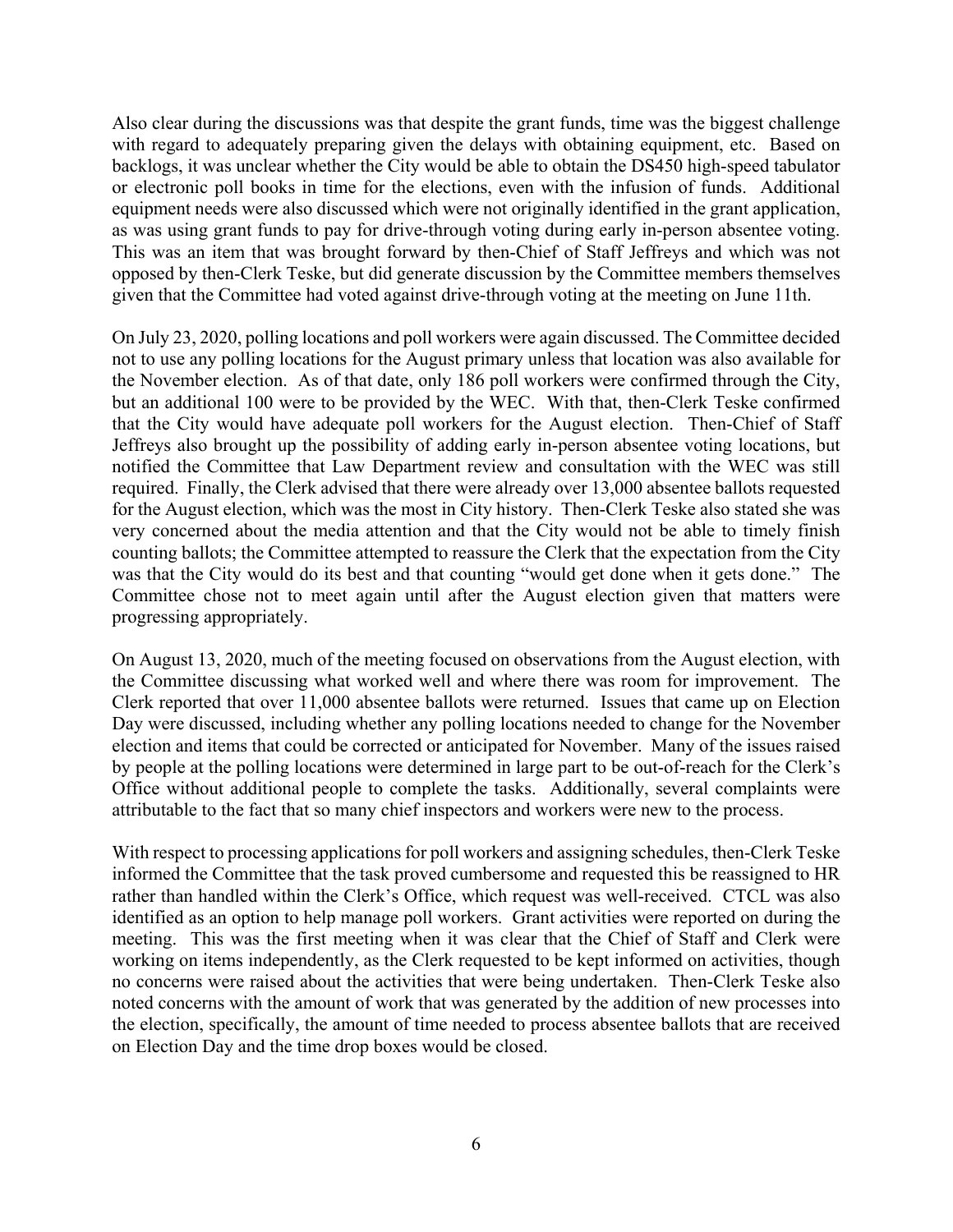Also clear during the discussions was that despite the grant funds, time was the biggest challenge with regard to adequately preparing given the delays with obtaining equipment, etc. Based on backlogs, it was unclear whether the City would be able to obtain the DS450 high-speed tabulator or electronic poll books in time for the elections, even with the infusion of funds. Additional equipment needs were also discussed which were not originally identified in the grant application, as was using grant funds to pay for drive-through voting during early in-person absentee voting. This was an item that was brought forward by then-Chief of Staff Jeffreys and which was not opposed by then-Clerk Teske, but did generate discussion by the Committee members themselves given that the Committee had voted against drive-through voting at the meeting on June 11th.

On July 23, 2020, polling locations and poll workers were again discussed. The Committee decided not to use any polling locations for the August primary unless that location was also available for the November election. As of that date, only 186 poll workers were confirmed through the City, but an additional 100 were to be provided by the WEC. With that, then-Clerk Teske confirmed that the City would have adequate poll workers for the August election. Then-Chief of Staff Jeffreys also brought up the possibility of adding early in-person absentee voting locations, but notified the Committee that Law Department review and consultation with the WEC was still required. Finally, the Clerk advised that there were already over 13,000 absentee ballots requested for the August election, which was the most in City history. Then-Clerk Teske also stated she was very concerned about the media attention and that the City would not be able to timely finish counting ballots; the Committee attempted to reassure the Clerk that the expectation from the City was that the City would do its best and that counting "would get done when it gets done." The Committee chose not to meet again until after the August election given that matters were progressing appropriately.

On August 13, 2020, much of the meeting focused on observations from the August election, with the Committee discussing what worked well and where there was room for improvement. The Clerk reported that over 11,000 absentee ballots were returned. Issues that came up on Election Day were discussed, including whether any polling locations needed to change for the November election and items that could be corrected or anticipated for November. Many of the issues raised by people at the polling locations were determined in large part to be out-of-reach for the Clerk's Office without additional people to complete the tasks. Additionally, several complaints were attributable to the fact that so many chief inspectors and workers were new to the process.

With respect to processing applications for poll workers and assigning schedules, then-Clerk Teske informed the Committee that the task proved cumbersome and requested this be reassigned to HR rather than handled within the Clerk's Office, which request was well-received. CTCL was also identified as an option to help manage poll workers. Grant activities were reported on during the meeting. This was the first meeting when it was clear that the Chief of Staff and Clerk were working on items independently, as the Clerk requested to be kept informed on activities, though no concerns were raised about the activities that were being undertaken. Then-Clerk Teske also noted concerns with the amount of work that was generated by the addition of new processes into the election, specifically, the amount of time needed to process absentee ballots that are received on Election Day and the time drop boxes would be closed.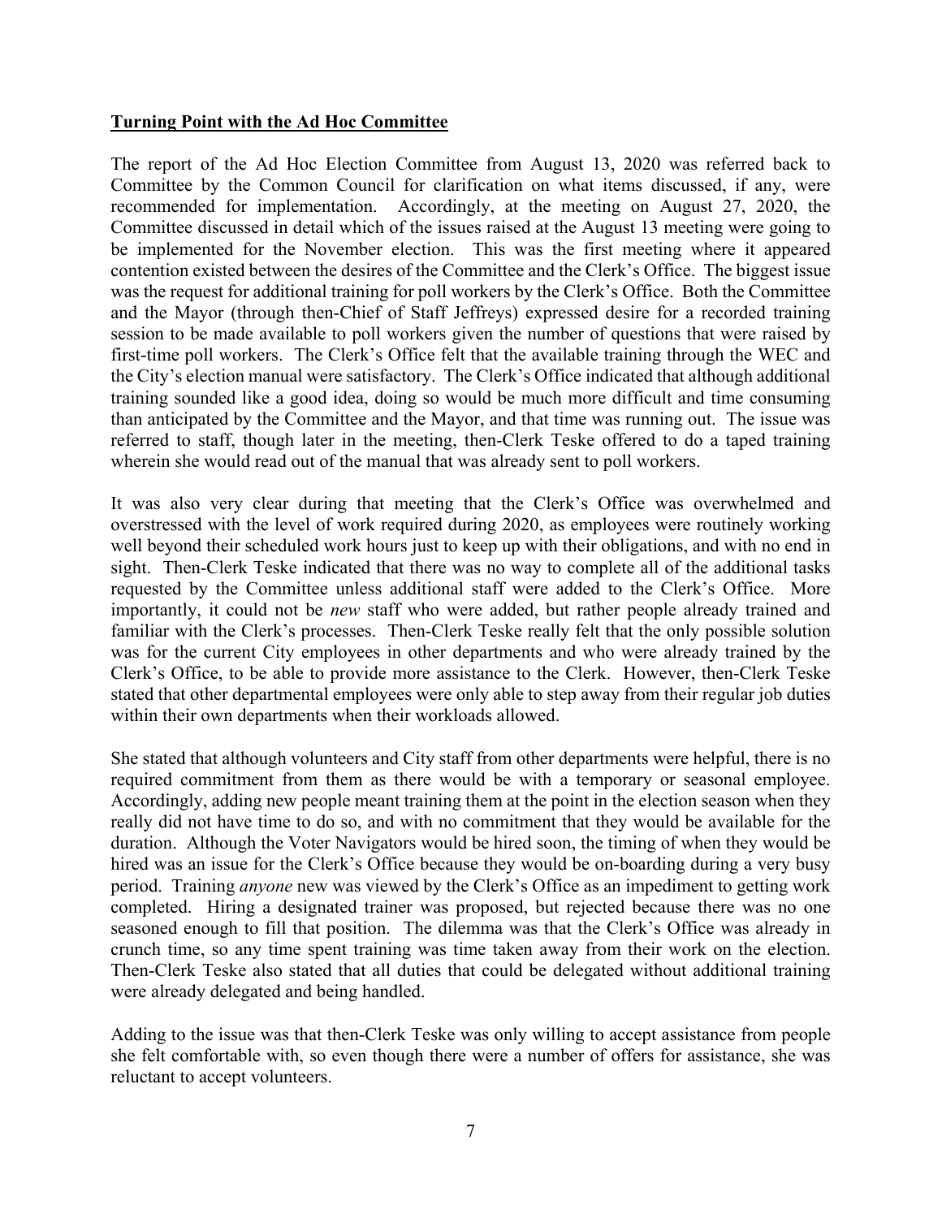**Turning Point with the Ad Hoc Committee**

The report of the Ad Hoc Election Committee from August 13, 2020 was referred back to Committee by the Common Council for clarification on what items discussed, if any, were recommended for implementation. Accordingly, at the meeting on August 27, 2020, the Committee discussed in detail which of the issues raised at the August 13 meeting were going to be implemented for the November election. This was the first meeting where it appeared contention existed between the desires of the Committee and the Clerk's Office. The biggest issue was the request for additional training for poll workers by the Clerk's Office. Both the Committee and the Mayor (through then-Chief of Staff Jeffreys) expressed desire for a recorded training session to be made available to poll workers given the number of questions that were raised by first-time poll workers. The Clerk's Office felt that the available training through the WEC and the City's election manual were satisfactory. The Clerk's Office indicated that although additional training sounded like a good idea, doing so would be much more difficult and time consuming than anticipated by the Committee and the Mayor, and that time was running out. The issue was referred to staff, though later in the meeting, then-Clerk Teske offered to do a taped training wherein she would read out of the manual that was already sent to poll workers.

It was also very clear during that meeting that the Clerk's Office was overwhelmed and overstressed with the level of work required during 2020, as employees were routinely working well beyond their scheduled work hours just to keep up with their obligations, and with no end in sight. Then-Clerk Teske indicated that there was no way to complete all of the additional tasks requested by the Committee unless additional staff were added to the Clerk's Office. More importantly, it could not be *new* staff who were added, but rather people already trained and familiar with the Clerk's processes. Then-Clerk Teske really felt that the only possible solution was for the current City employees in other departments and who were already trained by the Clerk's Office, to be able to provide more assistance to the Clerk. However, then-Clerk Teske stated that other departmental employees were only able to step away from their regular job duties within their own departments when their workloads allowed.

She stated that although volunteers and City staff from other departments were helpful, there is no required commitment from them as there would be with a temporary or seasonal employee. Accordingly, adding new people meant training them at the point in the election season when they really did not have time to do so, and with no commitment that they would be available for the duration. Although the Voter Navigators would be hired soon, the timing of when they would be hired was an issue for the Clerk's Office because they would be on-boarding during a very busy period. Training *anyone* new was viewed by the Clerk's Office as an impediment to getting work completed. Hiring a designated trainer was proposed, but rejected because there was no one seasoned enough to fill that position. The dilemma was that the Clerk's Office was already in crunch time, so any time spent training was time taken away from their work on the election. Then-Clerk Teske also stated that all duties that could be delegated without additional training were already delegated and being handled.

Adding to the issue was that then-Clerk Teske was only willing to accept assistance from people she felt comfortable with, so even though there were a number of offers for assistance, she was reluctant to accept volunteers.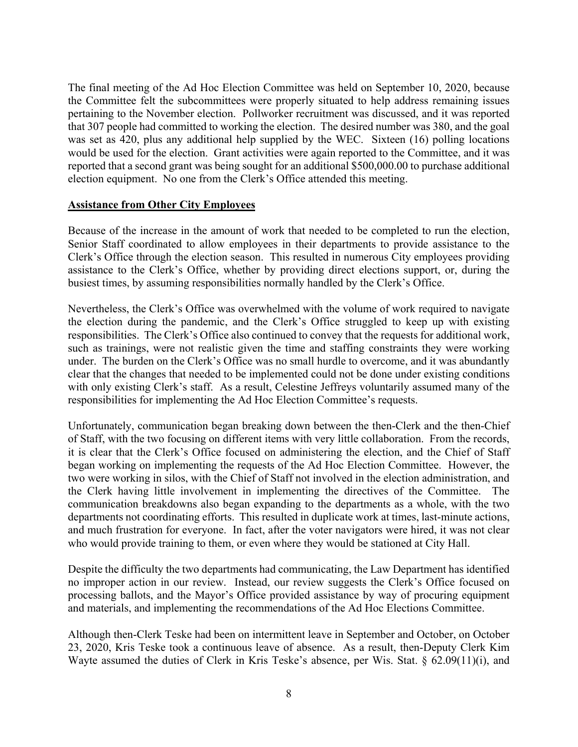The final meeting of the Ad Hoc Election Committee was held on September 10, 2020, because the Committee felt the subcommittees were properly situated to help address remaining issues pertaining to the November election. Pollworker recruitment was discussed, and it was reported that 307 people had committed to working the election. The desired number was 380, and the goal was set as 420, plus any additional help supplied by the WEC. Sixteen (16) polling locations would be used for the election. Grant activities were again reported to the Committee, and it was reported that a second grant was being sought for an additional $500,000.00 to purchase additional election equipment. No one from the Clerk's Office attended this meeting.

**Assistance from Other City Employees**

Because of the increase in the amount of work that needed to be completed to run the election, Senior Staff coordinated to allow employees in their departments to provide assistance to the Clerk's Office through the election season. This resulted in numerous City employees providing assistance to the Clerk's Office, whether by providing direct elections support, or, during the busiest times, by assuming responsibilities normally handled by the Clerk's Office.

Nevertheless, the Clerk's Office was overwhelmed with the volume of work required to navigate the election during the pandemic, and the Clerk's Office struggled to keep up with existing responsibilities. The Clerk's Office also continued to convey that the requests for additional work, such as trainings, were not realistic given the time and staffing constraints they were working under. The burden on the Clerk's Office was no small hurdle to overcome, and it was abundantly clear that the changes that needed to be implemented could not be done under existing conditions with only existing Clerk's staff. As a result, Celestine Jeffreys voluntarily assumed many of the responsibilities for implementing the Ad Hoc Election Committee's requests.

Unfortunately, communication began breaking down between the then-Clerk and the then-Chief of Staff, with the two focusing on different items with very little collaboration. From the records, it is clear that the Clerk's Office focused on administering the election, and the Chief of Staff began working on implementing the requests of the Ad Hoc Election Committee. However, the two were working in silos, with the Chief of Staff not involved in the election administration, and the Clerk having little involvement in implementing the directives of the Committee. The communication breakdowns also began expanding to the departments as a whole, with the two departments not coordinating efforts. This resulted in duplicate work at times, last-minute actions, and much frustration for everyone. In fact, after the voter navigators were hired, it was not clear who would provide training to them, or even where they would be stationed at City Hall.

Despite the difficulty the two departments had communicating, the Law Department has identified no improper action in our review. Instead, our review suggests the Clerk's Office focused on processing ballots, and the Mayor's Office provided assistance by way of procuring equipment and materials, and implementing the recommendations of the Ad Hoc Elections Committee.

Although then-Clerk Teske had been on intermittent leave in September and October, on October 23, 2020, Kris Teske took a continuous leave of absence. As a result, then-Deputy Clerk Kim Wayte assumed the duties of Clerk in Kris Teske's absence, per Wis. Stat. § 62.09(11)(i), and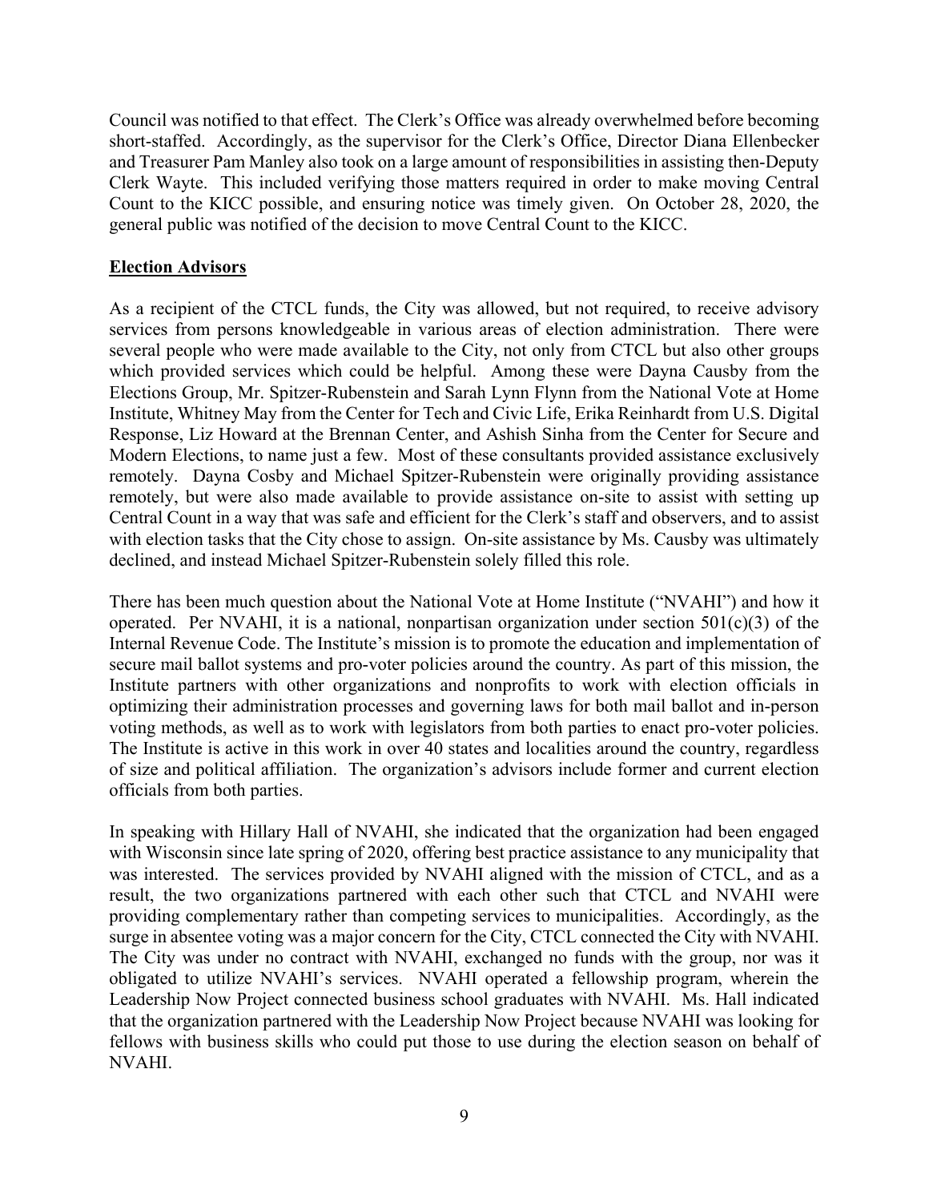Council was notified to that effect. The Clerk's Office was already overwhelmed before becoming short-staffed. Accordingly, as the supervisor for the Clerk's Office, Director Diana Ellenbecker and Treasurer Pam Manley also took on a large amount of responsibilities in assisting then-Deputy Clerk Wayte. This included verifying those matters required in order to make moving Central Count to the KICC possible, and ensuring notice was timely given. On October 28, 2020, the general public was notified of the decision to move Central Count to the KICC.

**Election Advisors**

As a recipient of the CTCL funds, the City was allowed, but not required, to receive advisory services from persons knowledgeable in various areas of election administration. There were several people who were made available to the City, not only from CTCL but also other groups which provided services which could be helpful. Among these were Dayna Causby from the Elections Group, Mr. Spitzer-Rubenstein and Sarah Lynn Flynn from the National Vote at Home Institute, Whitney May from the Center for Tech and Civic Life, Erika Reinhardt from U.S. Digital Response, Liz Howard at the Brennan Center, and Ashish Sinha from the Center for Secure and Modern Elections, to name just a few. Most of these consultants provided assistance exclusively remotely. Dayna Cosby and Michael Spitzer-Rubenstein were originally providing assistance remotely, but were also made available to provide assistance on-site to assist with setting up Central Count in a way that was safe and efficient for the Clerk's staff and observers, and to assist with election tasks that the City chose to assign. On-site assistance by Ms. Causby was ultimately declined, and instead Michael Spitzer-Rubenstein solely filled this role.

There has been much question about the National Vote at Home Institute ("NVAHI") and how it operated. Per NVAHI, it is a national, nonpartisan organization under section 501(c)(3) of the Internal Revenue Code. The Institute's mission is to promote the education and implementation of secure mail ballot systems and pro-voter policies around the country. As part of this mission, the Institute partners with other organizations and nonprofits to work with election officials in optimizing their administration processes and governing laws for both mail ballot and in-person voting methods, as well as to work with legislators from both parties to enact pro-voter policies. The Institute is active in this work in over 40 states and localities around the country, regardless of size and political affiliation. The organization's advisors include former and current election officials from both parties.

In speaking with Hillary Hall of NVAHI, she indicated that the organization had been engaged with Wisconsin since late spring of 2020, offering best practice assistance to any municipality that was interested. The services provided by NVAHI aligned with the mission of CTCL, and as a result, the two organizations partnered with each other such that CTCL and NVAHI were providing complementary rather than competing services to municipalities. Accordingly, as the surge in absentee voting was a major concern for the City, CTCL connected the City with NVAHI. The City was under no contract with NVAHI, exchanged no funds with the group, nor was it obligated to utilize NVAHI's services. NVAHI operated a fellowship program, wherein the Leadership Now Project connected business school graduates with NVAHI. Ms. Hall indicated that the organization partnered with the Leadership Now Project because NVAHI was looking for fellows with business skills who could put those to use during the election season on behalf of NVAHI.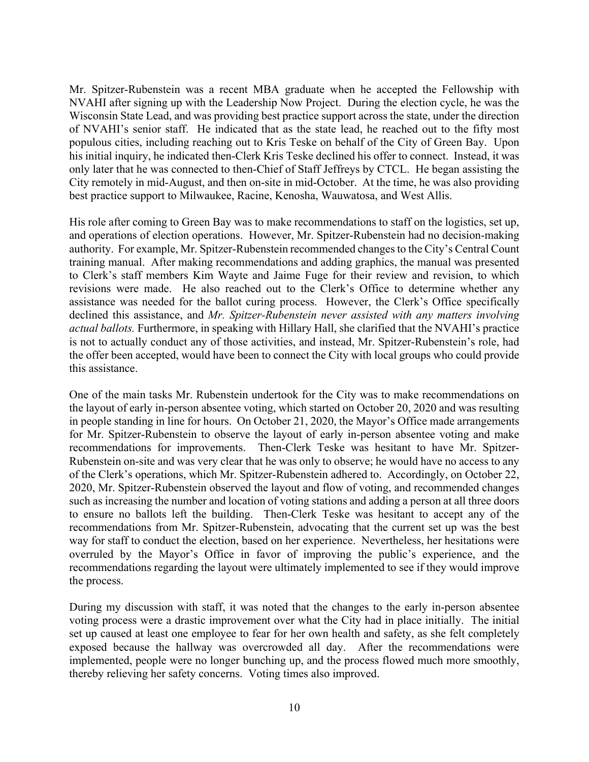Mr. Spitzer-Rubenstein was a recent MBA graduate when he accepted the Fellowship with NVAHI after signing up with the Leadership Now Project. During the election cycle, he was the Wisconsin State Lead, and was providing best practice support across the state, under the direction of NVAHI's senior staff. He indicated that as the state lead, he reached out to the fifty most populous cities, including reaching out to Kris Teske on behalf of the City of Green Bay. Upon his initial inquiry, he indicated then-Clerk Kris Teske declined his offer to connect. Instead, it was only later that he was connected to then-Chief of Staff Jeffreys by CTCL. He began assisting the City remotely in mid-August, and then on-site in mid-October. At the time, he was also providing best practice support to Milwaukee, Racine, Kenosha, Wauwatosa, and West Allis.

His role after coming to Green Bay was to make recommendations to staff on the logistics, set up, and operations of election operations. However, Mr. Spitzer-Rubenstein had no decision-making authority. For example, Mr. Spitzer-Rubenstein recommended changes to the City's Central Count training manual. After making recommendations and adding graphics, the manual was presented to Clerk's staff members Kim Wayte and Jaime Fuge for their review and revision, to which revisions were made. He also reached out to the Clerk's Office to determine whether any assistance was needed for the ballot curing process. However, the Clerk's Office specifically declined this assistance, and *Mr. Spitzer-Rubenstein never assisted with any matters involving actual ballots.* Furthermore, in speaking with Hillary Hall, she clarified that the NVAHI's practice is not to actually conduct any of those activities, and instead, Mr. Spitzer-Rubenstein's role, had the offer been accepted, would have been to connect the City with local groups who could provide this assistance.

One of the main tasks Mr. Rubenstein undertook for the City was to make recommendations on the layout of early in-person absentee voting, which started on October 20, 2020 and was resulting in people standing in line for hours. On October 21, 2020, the Mayor's Office made arrangements for Mr. Spitzer-Rubenstein to observe the layout of early in-person absentee voting and make recommendations for improvements. Then-Clerk Teske was hesitant to have Mr. Spitzer-Rubenstein on-site and was very clear that he was only to observe; he would have no access to any of the Clerk's operations, which Mr. Spitzer-Rubenstein adhered to. Accordingly, on October 22, 2020, Mr. Spitzer-Rubenstein observed the layout and flow of voting, and recommended changes such as increasing the number and location of voting stations and adding a person at all three doors to ensure no ballots left the building. Then-Clerk Teske was hesitant to accept any of the recommendations from Mr. Spitzer-Rubenstein, advocating that the current set up was the best way for staff to conduct the election, based on her experience. Nevertheless, her hesitations were overruled by the Mayor's Office in favor of improving the public's experience, and the recommendations regarding the layout were ultimately implemented to see if they would improve the process.

During my discussion with staff, it was noted that the changes to the early in-person absentee voting process were a drastic improvement over what the City had in place initially. The initial set up caused at least one employee to fear for her own health and safety, as she felt completely exposed because the hallway was overcrowded all day. After the recommendations were implemented, people were no longer bunching up, and the process flowed much more smoothly, thereby relieving her safety concerns. Voting times also improved.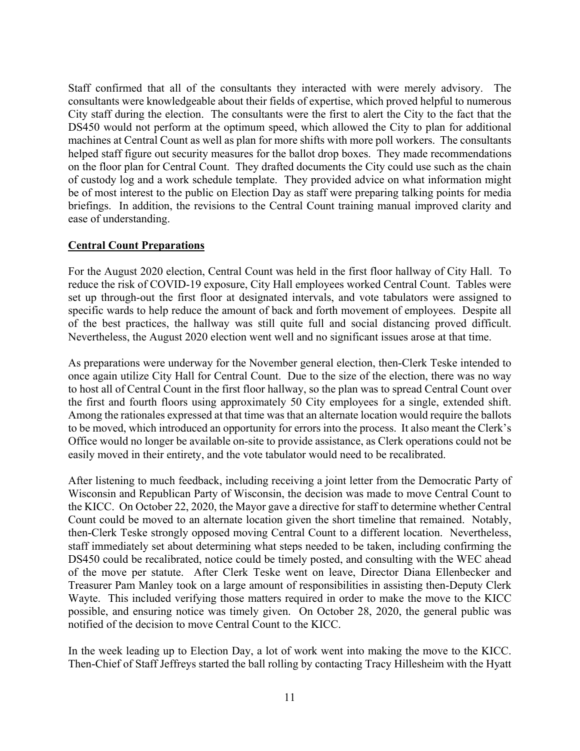Staff confirmed that all of the consultants they interacted with were merely advisory. The consultants were knowledgeable about their fields of expertise, which proved helpful to numerous City staff during the election. The consultants were the first to alert the City to the fact that the DS450 would not perform at the optimum speed, which allowed the City to plan for additional machines at Central Count as well as plan for more shifts with more poll workers. The consultants helped staff figure out security measures for the ballot drop boxes. They made recommendations on the floor plan for Central Count. They drafted documents the City could use such as the chain of custody log and a work schedule template. They provided advice on what information might be of most interest to the public on Election Day as staff were preparing talking points for media briefings. In addition, the revisions to the Central Count training manual improved clarity and ease of understanding.

## Central Count Preparations

For the August 2020 election, Central Count was held in the first floor hallway of City Hall. To reduce the risk of COVID-19 exposure, City Hall employees worked Central Count. Tables were set up through-out the first floor at designated intervals, and vote tabulators were assigned to specific wards to help reduce the amount of back and forth movement of employees. Despite all of the best practices, the hallway was still quite full and social distancing proved difficult. Nevertheless, the August 2020 election went well and no significant issues arose at that time.

As preparations were underway for the November general election, then-Clerk Teske intended to once again utilize City Hall for Central Count. Due to the size of the election, there was no way to host all of Central Count in the first floor hallway, so the plan was to spread Central Count over the first and fourth floors using approximately 50 City employees for a single, extended shift. Among the rationales expressed at that time was that an alternate location would require the ballots to be moved, which introduced an opportunity for errors into the process. It also meant the Clerk's Office would no longer be available on-site to provide assistance, as Clerk operations could not be easily moved in their entirety, and the vote tabulator would need to be recalibrated.

After listening to much feedback, including receiving a joint letter from the Democratic Party of Wisconsin and Republican Party of Wisconsin, the decision was made to move Central Count to the KICC. On October 22, 2020, the Mayor gave a directive for staff to determine whether Central Count could be moved to an alternate location given the short timeline that remained. Notably, then-Clerk Teske strongly opposed moving Central Count to a different location. Nevertheless, staff immediately set about determining what steps needed to be taken, including confirming the DS450 could be recalibrated, notice could be timely posted, and consulting with the WEC ahead of the move per statute. After Clerk Teske went on leave, Director Diana Ellenbecker and Treasurer Pam Manley took on a large amount of responsibilities in assisting then-Deputy Clerk Wayte. This included verifying those matters required in order to make the move to the KICC possible, and ensuring notice was timely given. On October 28, 2020, the general public was notified of the decision to move Central Count to the KICC.

In the week leading up to Election Day, a lot of work went into making the move to the KICC. Then-Chief of Staff Jeffreys started the ball rolling by contacting Tracy Hillesheim with the Hyatt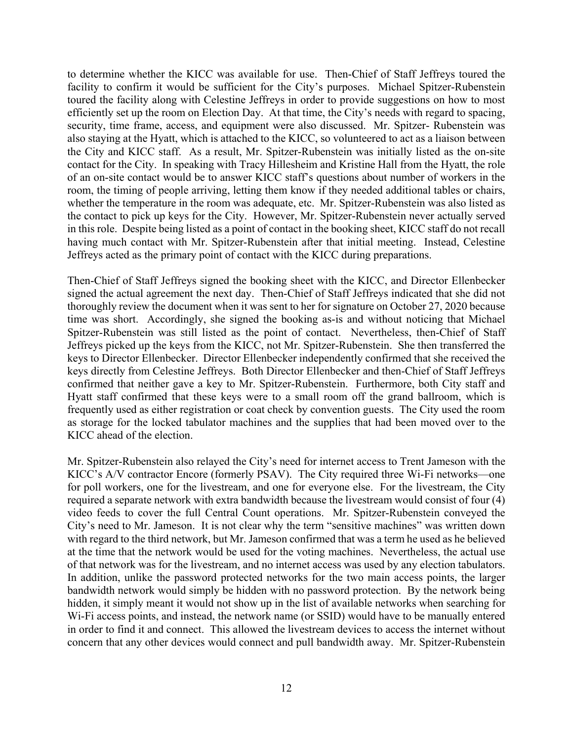to determine whether the KICC was available for use. Then-Chief of Staff Jeffreys toured the facility to confirm it would be sufficient for the City's purposes. Michael Spitzer-Rubenstein toured the facility along with Celestine Jeffreys in order to provide suggestions on how to most efficiently set up the room on Election Day. At that time, the City's needs with regard to spacing, security, time frame, access, and equipment were also discussed. Mr. Spitzer- Rubenstein was also staying at the Hyatt, which is attached to the KICC, so volunteered to act as a liaison between the City and KICC staff. As a result, Mr. Spitzer-Rubenstein was initially listed as the on-site contact for the City. In speaking with Tracy Hillesheim and Kristine Hall from the Hyatt, the role of an on-site contact would be to answer KICC staff's questions about number of workers in the room, the timing of people arriving, letting them know if they needed additional tables or chairs, whether the temperature in the room was adequate, etc. Mr. Spitzer-Rubenstein was also listed as the contact to pick up keys for the City. However, Mr. Spitzer-Rubenstein never actually served in this role. Despite being listed as a point of contact in the booking sheet, KICC staff do not recall having much contact with Mr. Spitzer-Rubenstein after that initial meeting. Instead, Celestine Jeffreys acted as the primary point of contact with the KICC during preparations.

Then-Chief of Staff Jeffreys signed the booking sheet with the KICC, and Director Ellenbecker signed the actual agreement the next day. Then-Chief of Staff Jeffreys indicated that she did not thoroughly review the document when it was sent to her for signature on October 27, 2020 because time was short. Accordingly, she signed the booking as-is and without noticing that Michael Spitzer-Rubenstein was still listed as the point of contact. Nevertheless, then-Chief of Staff Jeffreys picked up the keys from the KICC, not Mr. Spitzer-Rubenstein. She then transferred the keys to Director Ellenbecker. Director Ellenbecker independently confirmed that she received the keys directly from Celestine Jeffreys. Both Director Ellenbecker and then-Chief of Staff Jeffreys confirmed that neither gave a key to Mr. Spitzer-Rubenstein. Furthermore, both City staff and Hyatt staff confirmed that these keys were to a small room off the grand ballroom, which is frequently used as either registration or coat check by convention guests. The City used the room as storage for the locked tabulator machines and the supplies that had been moved over to the KICC ahead of the election.

Mr. Spitzer-Rubenstein also relayed the City's need for internet access to Trent Jameson with the KICC's A/V contractor Encore (formerly PSAV). The City required three Wi-Fi networks—one for poll workers, one for the livestream, and one for everyone else. For the livestream, the City required a separate network with extra bandwidth because the livestream would consist of four (4) video feeds to cover the full Central Count operations. Mr. Spitzer-Rubenstein conveyed the City's need to Mr. Jameson. It is not clear why the term "sensitive machines" was written down with regard to the third network, but Mr. Jameson confirmed that was a term he used as he believed at the time that the network would be used for the voting machines. Nevertheless, the actual use of that network was for the livestream, and no internet access was used by any election tabulators. In addition, unlike the password protected networks for the two main access points, the larger bandwidth network would simply be hidden with no password protection. By the network being hidden, it simply meant it would not show up in the list of available networks when searching for Wi-Fi access points, and instead, the network name (or SSID) would have to be manually entered in order to find it and connect. This allowed the livestream devices to access the internet without concern that any other devices would connect and pull bandwidth away. Mr. Spitzer-Rubenstein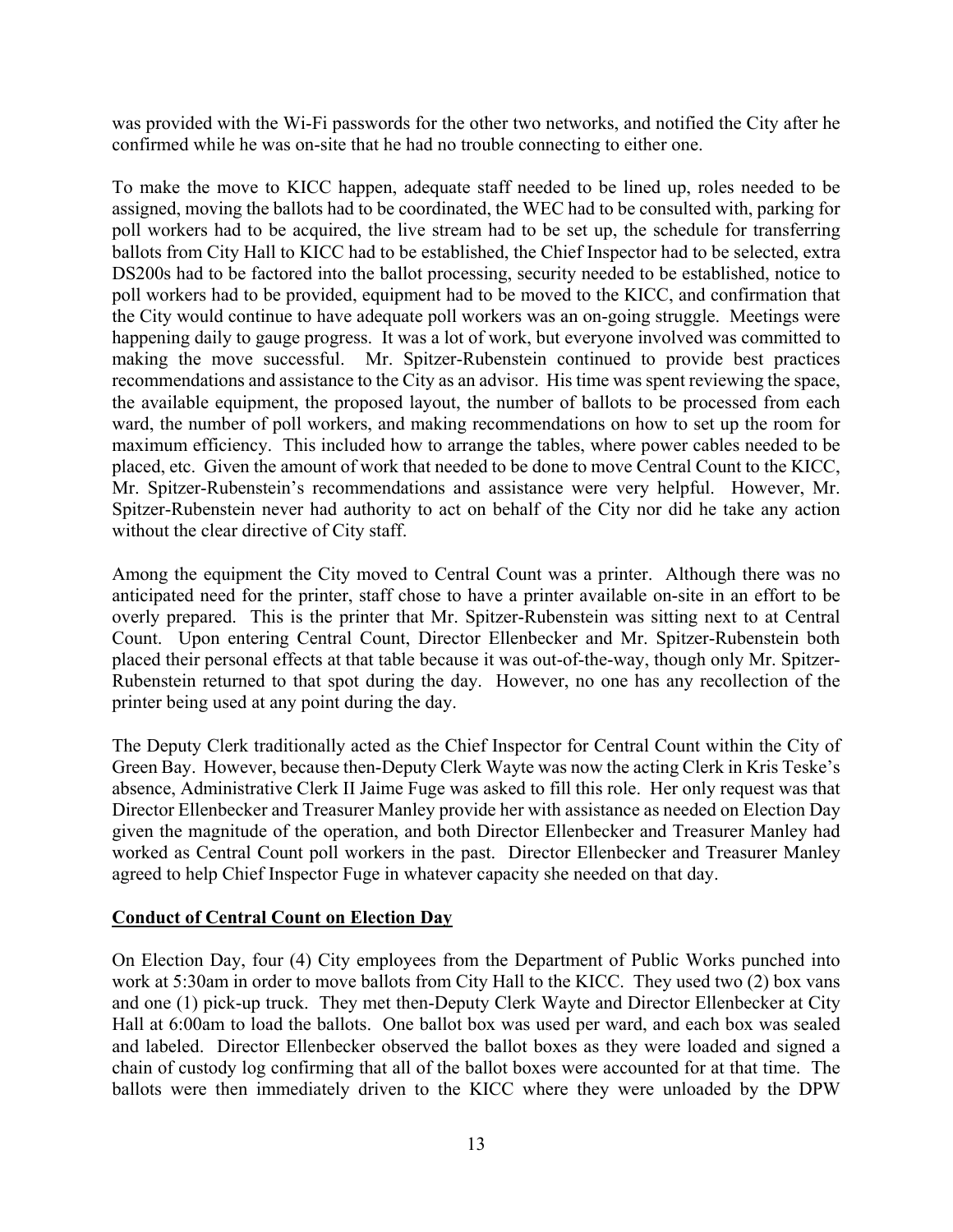was provided with the Wi-Fi passwords for the other two networks, and notified the City after he confirmed while he was on-site that he had no trouble connecting to either one.

To make the move to KICC happen, adequate staff needed to be lined up, roles needed to be assigned, moving the ballots had to be coordinated, the WEC had to be consulted with, parking for poll workers had to be acquired, the live stream had to be set up, the schedule for transferring ballots from City Hall to KICC had to be established, the Chief Inspector had to be selected, extra DS200s had to be factored into the ballot processing, security needed to be established, notice to poll workers had to be provided, equipment had to be moved to the KICC, and confirmation that the City would continue to have adequate poll workers was an on-going struggle. Meetings were happening daily to gauge progress. It was a lot of work, but everyone involved was committed to making the move successful. Mr. Spitzer-Rubenstein continued to provide best practices recommendations and assistance to the City as an advisor. His time was spent reviewing the space, the available equipment, the proposed layout, the number of ballots to be processed from each ward, the number of poll workers, and making recommendations on how to set up the room for maximum efficiency. This included how to arrange the tables, where power cables needed to be placed, etc. Given the amount of work that needed to be done to move Central Count to the KICC, Mr. Spitzer-Rubenstein's recommendations and assistance were very helpful. However, Mr. Spitzer-Rubenstein never had authority to act on behalf of the City nor did he take any action without the clear directive of City staff.

Among the equipment the City moved to Central Count was a printer. Although there was no anticipated need for the printer, staff chose to have a printer available on-site in an effort to be overly prepared. This is the printer that Mr. Spitzer-Rubenstein was sitting next to at Central Count. Upon entering Central Count, Director Ellenbecker and Mr. Spitzer-Rubenstein both placed their personal effects at that table because it was out-of-the-way, though only Mr. Spitzer-Rubenstein returned to that spot during the day. However, no one has any recollection of the printer being used at any point during the day.

The Deputy Clerk traditionally acted as the Chief Inspector for Central Count within the City of Green Bay. However, because then-Deputy Clerk Wayte was now the acting Clerk in Kris Teske's absence, Administrative Clerk II Jaime Fuge was asked to fill this role. Her only request was that Director Ellenbecker and Treasurer Manley provide her with assistance as needed on Election Day given the magnitude of the operation, and both Director Ellenbecker and Treasurer Manley had worked as Central Count poll workers in the past. Director Ellenbecker and Treasurer Manley agreed to help Chief Inspector Fuge in whatever capacity she needed on that day.

## Conduct of Central Count on Election Day

On Election Day, four (4) City employees from the Department of Public Works punched into work at 5:30am in order to move ballots from City Hall to the KICC. They used two (2) box vans and one (1) pick-up truck. They met then-Deputy Clerk Wayte and Director Ellenbecker at City Hall at 6:00am to load the ballots. One ballot box was used per ward, and each box was sealed and labeled. Director Ellenbecker observed the ballot boxes as they were loaded and signed a chain of custody log confirming that all of the ballot boxes were accounted for at that time. The ballots were then immediately driven to the KICC where they were unloaded by the DPW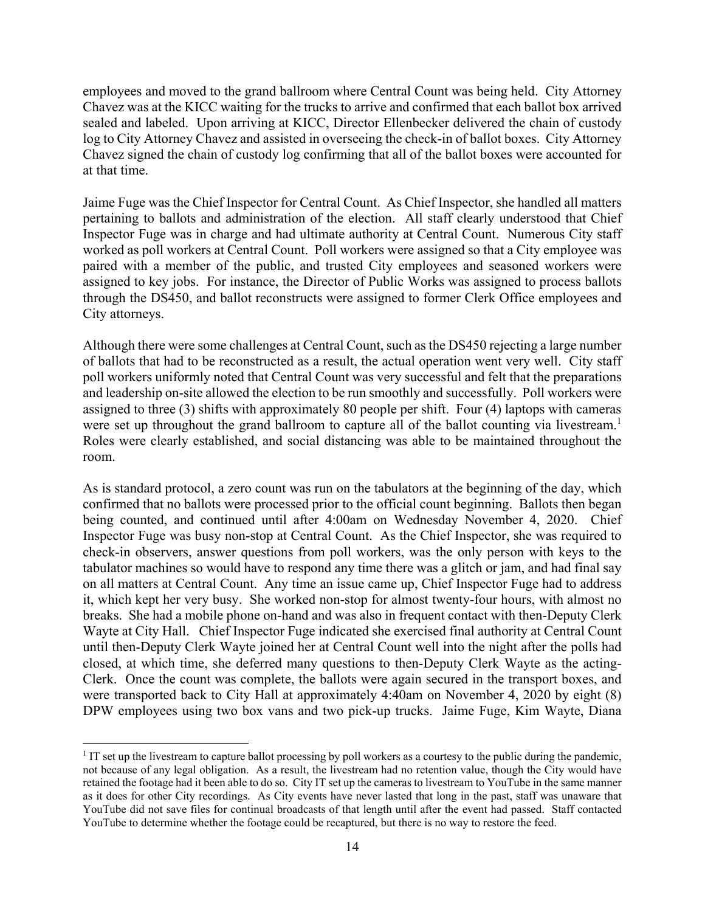employees and moved to the grand ballroom where Central Count was being held. City Attorney Chavez was at the KICC waiting for the trucks to arrive and confirmed that each ballot box arrived sealed and labeled. Upon arriving at KICC, Director Ellenbecker delivered the chain of custody log to City Attorney Chavez and assisted in overseeing the check-in of ballot boxes. City Attorney Chavez signed the chain of custody log confirming that all of the ballot boxes were accounted for at that time.

Jaime Fuge was the Chief Inspector for Central Count. As Chief Inspector, she handled all matters pertaining to ballots and administration of the election. All staff clearly understood that Chief Inspector Fuge was in charge and had ultimate authority at Central Count. Numerous City staff worked as poll workers at Central Count. Poll workers were assigned so that a City employee was paired with a member of the public, and trusted City employees and seasoned workers were assigned to key jobs. For instance, the Director of Public Works was assigned to process ballots through the DS450, and ballot reconstructs were assigned to former Clerk Office employees and City attorneys.

Although there were some challenges at Central Count, such as the DS450 rejecting a large number of ballots that had to be reconstructed as a result, the actual operation went very well. City staff poll workers uniformly noted that Central Count was very successful and felt that the preparations and leadership on-site allowed the election to be run smoothly and successfully. Poll workers were assigned to three (3) shifts with approximately 80 people per shift. Four (4) laptops with cameras were set up throughout the grand ballroom to capture all of the ballot counting via livestream.[1] Roles were clearly established, and social distancing was able to be maintained throughout the room.

As is standard protocol, a zero count was run on the tabulators at the beginning of the day, which confirmed that no ballots were processed prior to the official count beginning. Ballots then began being counted, and continued until after 4:00am on Wednesday November 4, 2020. Chief Inspector Fuge was busy non-stop at Central Count. As the Chief Inspector, she was required to check-in observers, answer questions from poll workers, was the only person with keys to the tabulator machines so would have to respond any time there was a glitch or jam, and had final say on all matters at Central Count. Any time an issue came up, Chief Inspector Fuge had to address it, which kept her very busy. She worked non-stop for almost twenty-four hours, with almost no breaks. She had a mobile phone on-hand and was also in frequent contact with then-Deputy Clerk Wayte at City Hall. Chief Inspector Fuge indicated she exercised final authority at Central Count until then-Deputy Clerk Wayte joined her at Central Count well into the night after the polls had closed, at which time, she deferred many questions to then-Deputy Clerk Wayte as the acting-Clerk. Once the count was complete, the ballots were again secured in the transport boxes, and were transported back to City Hall at approximately 4:40am on November 4, 2020 by eight (8) DPW employees using two box vans and two pick-up trucks. Jaime Fuge, Kim Wayte, Diana

---

[1] IT set up the livestream to capture ballot processing by poll workers as a courtesy to the public during the pandemic, not because of any legal obligation. As a result, the livestream had no retention value, though the City would have retained the footage had it been able to do so. City IT set up the cameras to livestream to YouTube in the same manner as it does for other City recordings. As City events have never lasted that long in the past, staff was unaware that YouTube did not save files for continual broadcasts of that length until after the event had passed. Staff contacted YouTube to determine whether the footage could be recaptured, but there is no way to restore the feed.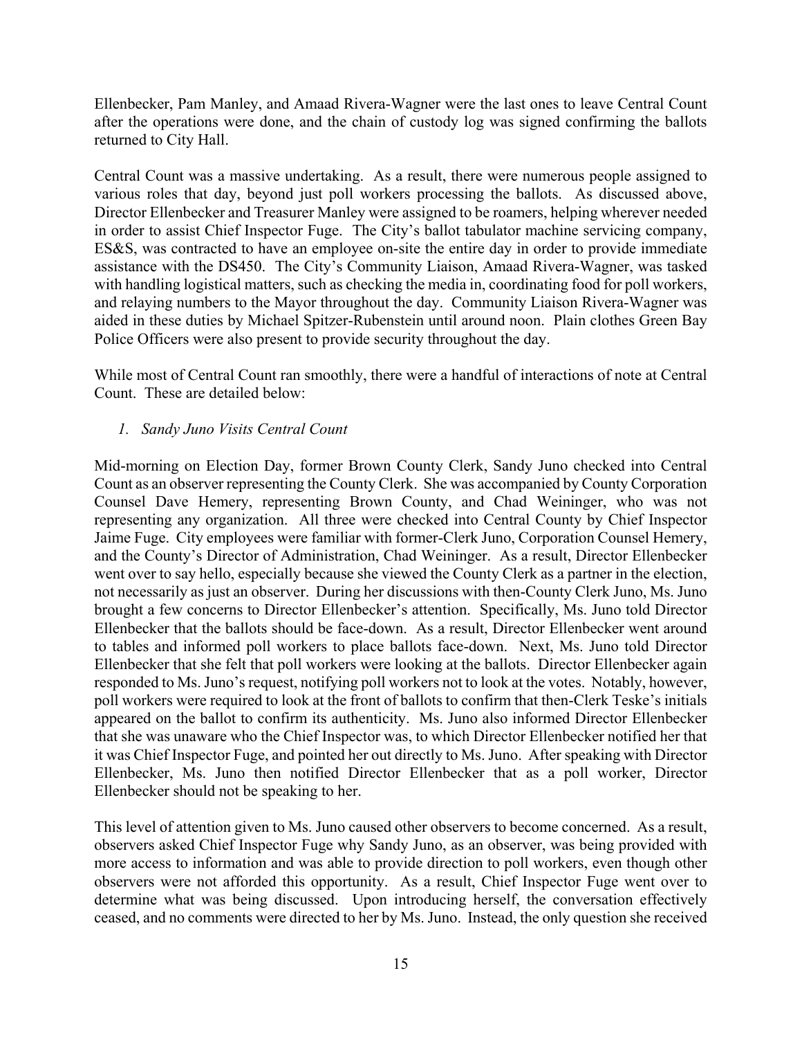Ellenbecker, Pam Manley, and Amaad Rivera-Wagner were the last ones to leave Central Count after the operations were done, and the chain of custody log was signed confirming the ballots returned to City Hall.

Central Count was a massive undertaking. As a result, there were numerous people assigned to various roles that day, beyond just poll workers processing the ballots. As discussed above, Director Ellenbecker and Treasurer Manley were assigned to be roamers, helping wherever needed in order to assist Chief Inspector Fuge. The City's ballot tabulator machine servicing company, ES&S, was contracted to have an employee on-site the entire day in order to provide immediate assistance with the DS450. The City's Community Liaison, Amaad Rivera-Wagner, was tasked with handling logistical matters, such as checking the media in, coordinating food for poll workers, and relaying numbers to the Mayor throughout the day. Community Liaison Rivera-Wagner was aided in these duties by Michael Spitzer-Rubenstein until around noon. Plain clothes Green Bay Police Officers were also present to provide security throughout the day.

While most of Central Count ran smoothly, there were a handful of interactions of note at Central Count. These are detailed below:

*1. Sandy Juno Visits Central Count*

Mid-morning on Election Day, former Brown County Clerk, Sandy Juno checked into Central Count as an observer representing the County Clerk. She was accompanied by County Corporation Counsel Dave Hemery, representing Brown County, and Chad Weininger, who was not representing any organization. All three were checked into Central County by Chief Inspector Jaime Fuge. City employees were familiar with former-Clerk Juno, Corporation Counsel Hemery, and the County's Director of Administration, Chad Weininger. As a result, Director Ellenbecker went over to say hello, especially because she viewed the County Clerk as a partner in the election, not necessarily as just an observer. During her discussions with then-County Clerk Juno, Ms. Juno brought a few concerns to Director Ellenbecker's attention. Specifically, Ms. Juno told Director Ellenbecker that the ballots should be face-down. As a result, Director Ellenbecker went around to tables and informed poll workers to place ballots face-down. Next, Ms. Juno told Director Ellenbecker that she felt that poll workers were looking at the ballots. Director Ellenbecker again responded to Ms. Juno's request, notifying poll workers not to look at the votes. Notably, however, poll workers were required to look at the front of ballots to confirm that then-Clerk Teske's initials appeared on the ballot to confirm its authenticity. Ms. Juno also informed Director Ellenbecker that she was unaware who the Chief Inspector was, to which Director Ellenbecker notified her that it was Chief Inspector Fuge, and pointed her out directly to Ms. Juno. After speaking with Director Ellenbecker, Ms. Juno then notified Director Ellenbecker that as a poll worker, Director Ellenbecker should not be speaking to her.

This level of attention given to Ms. Juno caused other observers to become concerned. As a result, observers asked Chief Inspector Fuge why Sandy Juno, as an observer, was being provided with more access to information and was able to provide direction to poll workers, even though other observers were not afforded this opportunity. As a result, Chief Inspector Fuge went over to determine what was being discussed. Upon introducing herself, the conversation effectively ceased, and no comments were directed to her by Ms. Juno. Instead, the only question she received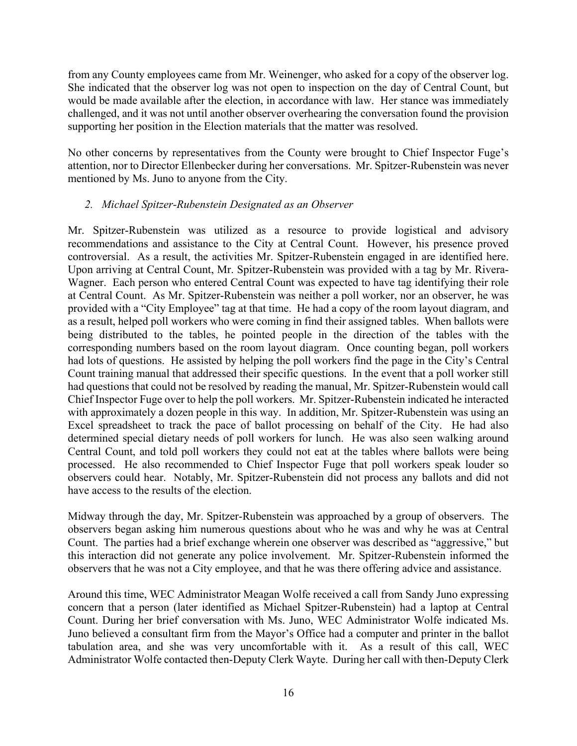from any County employees came from Mr. Weinenger, who asked for a copy of the observer log. She indicated that the observer log was not open to inspection on the day of Central Count, but would be made available after the election, in accordance with law. Her stance was immediately challenged, and it was not until another observer overhearing the conversation found the provision supporting her position in the Election materials that the matter was resolved.

No other concerns by representatives from the County were brought to Chief Inspector Fuge's attention, nor to Director Ellenbecker during her conversations. Mr. Spitzer-Rubenstein was never mentioned by Ms. Juno to anyone from the City.

*2. Michael Spitzer-Rubenstein Designated as an Observer*

Mr. Spitzer-Rubenstein was utilized as a resource to provide logistical and advisory recommendations and assistance to the City at Central Count. However, his presence proved controversial. As a result, the activities Mr. Spitzer-Rubenstein engaged in are identified here. Upon arriving at Central Count, Mr. Spitzer-Rubenstein was provided with a tag by Mr. Rivera-Wagner. Each person who entered Central Count was expected to have tag identifying their role at Central Count. As Mr. Spitzer-Rubenstein was neither a poll worker, nor an observer, he was provided with a "City Employee" tag at that time. He had a copy of the room layout diagram, and as a result, helped poll workers who were coming in find their assigned tables. When ballots were being distributed to the tables, he pointed people in the direction of the tables with the corresponding numbers based on the room layout diagram. Once counting began, poll workers had lots of questions. He assisted by helping the poll workers find the page in the City's Central Count training manual that addressed their specific questions. In the event that a poll worker still had questions that could not be resolved by reading the manual, Mr. Spitzer-Rubenstein would call Chief Inspector Fuge over to help the poll workers. Mr. Spitzer-Rubenstein indicated he interacted with approximately a dozen people in this way. In addition, Mr. Spitzer-Rubenstein was using an Excel spreadsheet to track the pace of ballot processing on behalf of the City. He had also determined special dietary needs of poll workers for lunch. He was also seen walking around Central Count, and told poll workers they could not eat at the tables where ballots were being processed. He also recommended to Chief Inspector Fuge that poll workers speak louder so observers could hear. Notably, Mr. Spitzer-Rubenstein did not process any ballots and did not have access to the results of the election.

Midway through the day, Mr. Spitzer-Rubenstein was approached by a group of observers. The observers began asking him numerous questions about who he was and why he was at Central Count. The parties had a brief exchange wherein one observer was described as "aggressive," but this interaction did not generate any police involvement. Mr. Spitzer-Rubenstein informed the observers that he was not a City employee, and that he was there offering advice and assistance.

Around this time, WEC Administrator Meagan Wolfe received a call from Sandy Juno expressing concern that a person (later identified as Michael Spitzer-Rubenstein) had a laptop at Central Count. During her brief conversation with Ms. Juno, WEC Administrator Wolfe indicated Ms. Juno believed a consultant firm from the Mayor's Office had a computer and printer in the ballot tabulation area, and she was very uncomfortable with it. As a result of this call, WEC Administrator Wolfe contacted then-Deputy Clerk Wayte. During her call with then-Deputy Clerk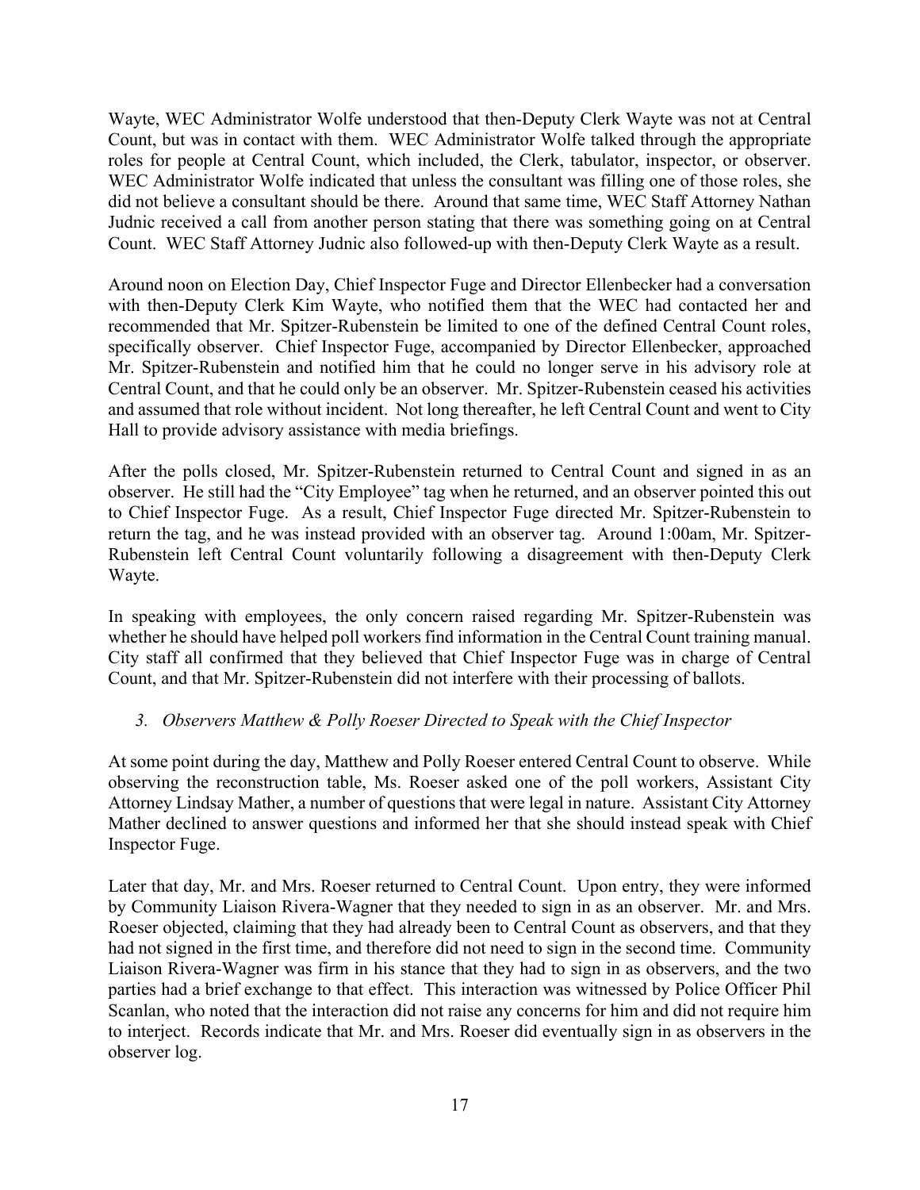Wayte, WEC Administrator Wolfe understood that then-Deputy Clerk Wayte was not at Central Count, but was in contact with them. WEC Administrator Wolfe talked through the appropriate roles for people at Central Count, which included, the Clerk, tabulator, inspector, or observer. WEC Administrator Wolfe indicated that unless the consultant was filling one of those roles, she did not believe a consultant should be there. Around that same time, WEC Staff Attorney Nathan Judnic received a call from another person stating that there was something going on at Central Count. WEC Staff Attorney Judnic also followed-up with then-Deputy Clerk Wayte as a result.

Around noon on Election Day, Chief Inspector Fuge and Director Ellenbecker had a conversation with then-Deputy Clerk Kim Wayte, who notified them that the WEC had contacted her and recommended that Mr. Spitzer-Rubenstein be limited to one of the defined Central Count roles, specifically observer. Chief Inspector Fuge, accompanied by Director Ellenbecker, approached Mr. Spitzer-Rubenstein and notified him that he could no longer serve in his advisory role at Central Count, and that he could only be an observer. Mr. Spitzer-Rubenstein ceased his activities and assumed that role without incident. Not long thereafter, he left Central Count and went to City Hall to provide advisory assistance with media briefings.

After the polls closed, Mr. Spitzer-Rubenstein returned to Central Count and signed in as an observer. He still had the "City Employee" tag when he returned, and an observer pointed this out to Chief Inspector Fuge. As a result, Chief Inspector Fuge directed Mr. Spitzer-Rubenstein to return the tag, and he was instead provided with an observer tag. Around 1:00am, Mr. Spitzer-Rubenstein left Central Count voluntarily following a disagreement with then-Deputy Clerk Wayte.

In speaking with employees, the only concern raised regarding Mr. Spitzer-Rubenstein was whether he should have helped poll workers find information in the Central Count training manual. City staff all confirmed that they believed that Chief Inspector Fuge was in charge of Central Count, and that Mr. Spitzer-Rubenstein did not interfere with their processing of ballots.

### *3. Observers Matthew & Polly Roeser Directed to Speak with the Chief Inspector*

At some point during the day, Matthew and Polly Roeser entered Central Count to observe. While observing the reconstruction table, Ms. Roeser asked one of the poll workers, Assistant City Attorney Lindsay Mather, a number of questions that were legal in nature. Assistant City Attorney Mather declined to answer questions and informed her that she should instead speak with Chief Inspector Fuge.

Later that day, Mr. and Mrs. Roeser returned to Central Count. Upon entry, they were informed by Community Liaison Rivera-Wagner that they needed to sign in as an observer. Mr. and Mrs. Roeser objected, claiming that they had already been to Central Count as observers, and that they had not signed in the first time, and therefore did not need to sign in the second time. Community Liaison Rivera-Wagner was firm in his stance that they had to sign in as observers, and the two parties had a brief exchange to that effect. This interaction was witnessed by Police Officer Phil Scanlan, who noted that the interaction did not raise any concerns for him and did not require him to interject. Records indicate that Mr. and Mrs. Roeser did eventually sign in as observers in the observer log.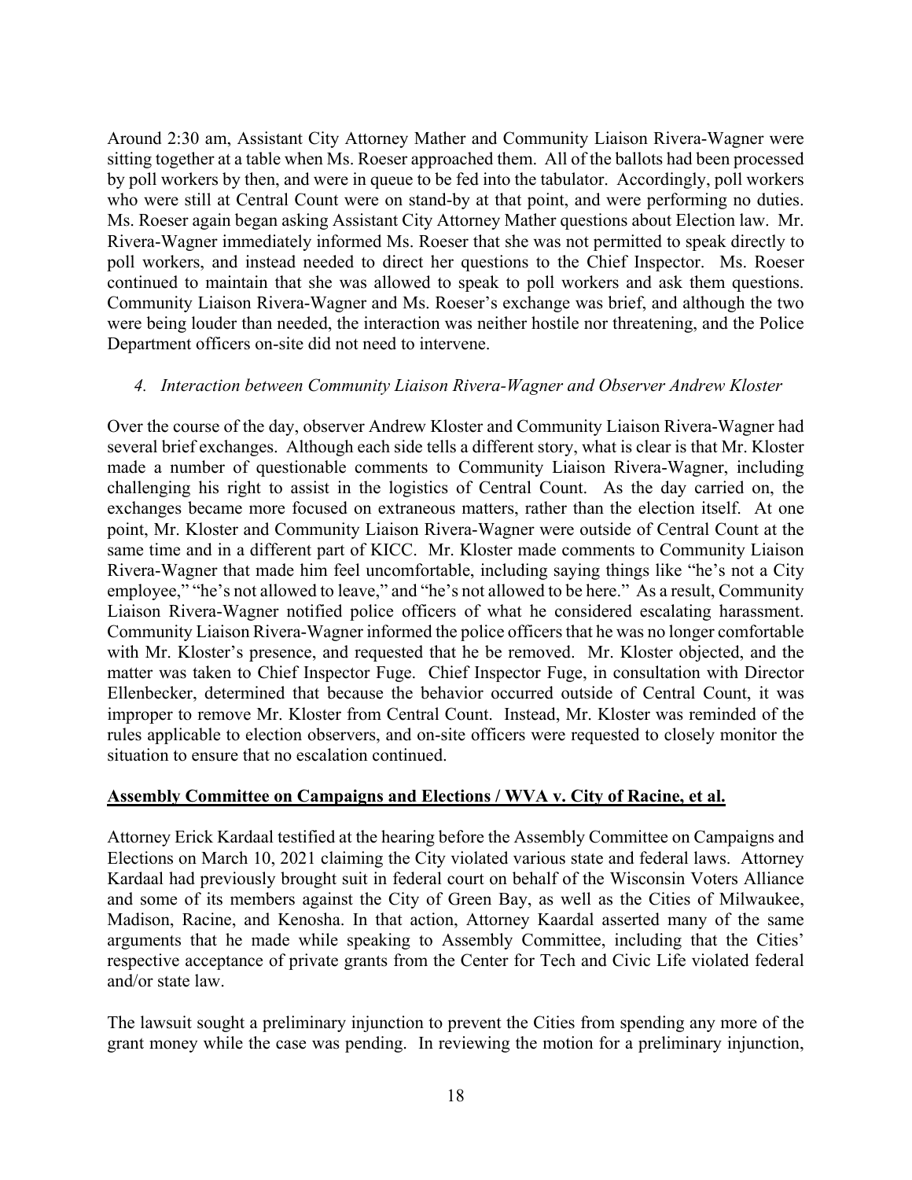Around 2:30 am, Assistant City Attorney Mather and Community Liaison Rivera-Wagner were sitting together at a table when Ms. Roeser approached them. All of the ballots had been processed by poll workers by then, and were in queue to be fed into the tabulator. Accordingly, poll workers who were still at Central Count were on stand-by at that point, and were performing no duties. Ms. Roeser again began asking Assistant City Attorney Mather questions about Election law. Mr. Rivera-Wagner immediately informed Ms. Roeser that she was not permitted to speak directly to poll workers, and instead needed to direct her questions to the Chief Inspector. Ms. Roeser continued to maintain that she was allowed to speak to poll workers and ask them questions. Community Liaison Rivera-Wagner and Ms. Roeser's exchange was brief, and although the two were being louder than needed, the interaction was neither hostile nor threatening, and the Police Department officers on-site did not need to intervene.

*4. Interaction between Community Liaison Rivera-Wagner and Observer Andrew Kloster*

Over the course of the day, observer Andrew Kloster and Community Liaison Rivera-Wagner had several brief exchanges. Although each side tells a different story, what is clear is that Mr. Kloster made a number of questionable comments to Community Liaison Rivera-Wagner, including challenging his right to assist in the logistics of Central Count. As the day carried on, the exchanges became more focused on extraneous matters, rather than the election itself. At one point, Mr. Kloster and Community Liaison Rivera-Wagner were outside of Central Count at the same time and in a different part of KICC. Mr. Kloster made comments to Community Liaison Rivera-Wagner that made him feel uncomfortable, including saying things like "he's not a City employee," "he's not allowed to leave," and "he's not allowed to be here." As a result, Community Liaison Rivera-Wagner notified police officers of what he considered escalating harassment. Community Liaison Rivera-Wagner informed the police officers that he was no longer comfortable with Mr. Kloster's presence, and requested that he be removed. Mr. Kloster objected, and the matter was taken to Chief Inspector Fuge. Chief Inspector Fuge, in consultation with Director Ellenbecker, determined that because the behavior occurred outside of Central Count, it was improper to remove Mr. Kloster from Central Count. Instead, Mr. Kloster was reminded of the rules applicable to election observers, and on-site officers were requested to closely monitor the situation to ensure that no escalation continued.

**Assembly Committee on Campaigns and Elections / WVA v. City of Racine, et al.**

Attorney Erick Kardaal testified at the hearing before the Assembly Committee on Campaigns and Elections on March 10, 2021 claiming the City violated various state and federal laws. Attorney Kardaal had previously brought suit in federal court on behalf of the Wisconsin Voters Alliance and some of its members against the City of Green Bay, as well as the Cities of Milwaukee, Madison, Racine, and Kenosha. In that action, Attorney Kaardal asserted many of the same arguments that he made while speaking to Assembly Committee, including that the Cities' respective acceptance of private grants from the Center for Tech and Civic Life violated federal and/or state law.

The lawsuit sought a preliminary injunction to prevent the Cities from spending any more of the grant money while the case was pending. In reviewing the motion for a preliminary injunction,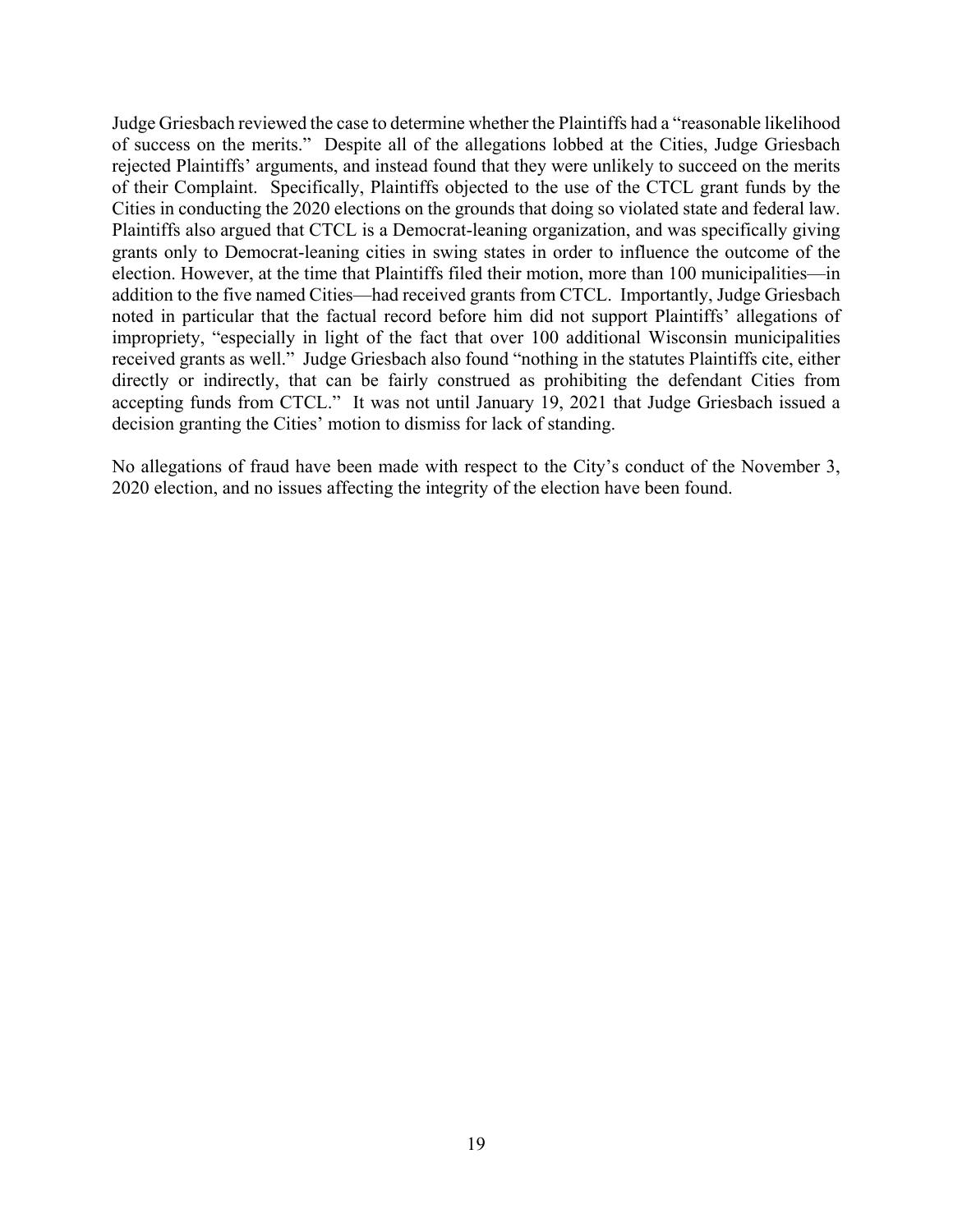Judge Griesbach reviewed the case to determine whether the Plaintiffs had a "reasonable likelihood of success on the merits." Despite all of the allegations lobbed at the Cities, Judge Griesbach rejected Plaintiffs' arguments, and instead found that they were unlikely to succeed on the merits of their Complaint. Specifically, Plaintiffs objected to the use of the CTCL grant funds by the Cities in conducting the 2020 elections on the grounds that doing so violated state and federal law. Plaintiffs also argued that CTCL is a Democrat-leaning organization, and was specifically giving grants only to Democrat-leaning cities in swing states in order to influence the outcome of the election. However, at the time that Plaintiffs filed their motion, more than 100 municipalities—in addition to the five named Cities—had received grants from CTCL. Importantly, Judge Griesbach noted in particular that the factual record before him did not support Plaintiffs' allegations of impropriety, "especially in light of the fact that over 100 additional Wisconsin municipalities received grants as well." Judge Griesbach also found "nothing in the statutes Plaintiffs cite, either directly or indirectly, that can be fairly construed as prohibiting the defendant Cities from accepting funds from CTCL." It was not until January 19, 2021 that Judge Griesbach issued a decision granting the Cities' motion to dismiss for lack of standing.

No allegations of fraud have been made with respect to the City's conduct of the November 3, 2020 election, and no issues affecting the integrity of the election have been found.